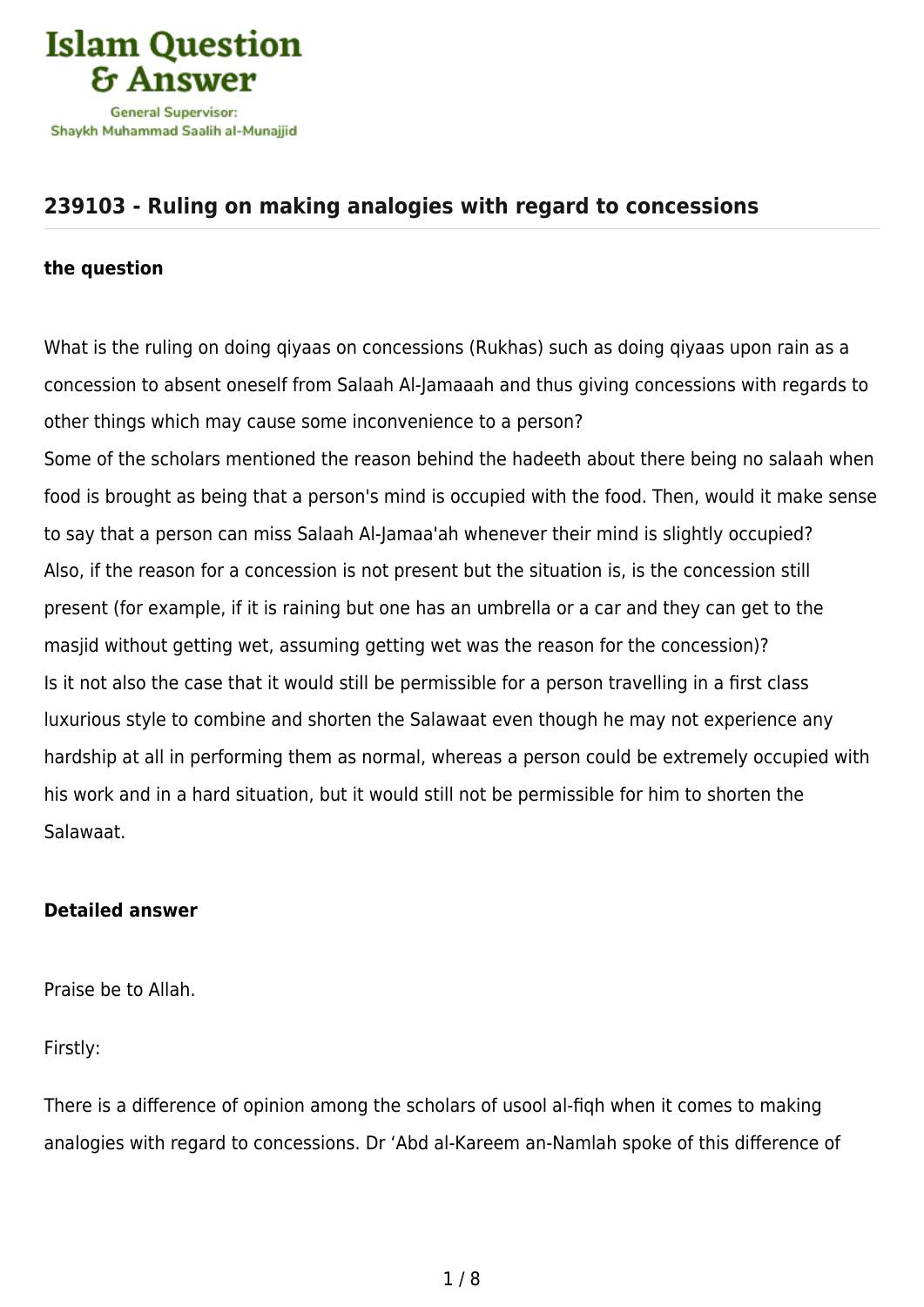# 239103 - Ruling on making analogies with regard to concessions

**the question**

What is the ruling on doing qiyaas on concessions (Rukhas) such as doing qiyaas upon rain as a concession to absent oneself from Salaah Al-Jamaaah and thus giving concessions with regards to other things which may cause some inconvenience to a person?
Some of the scholars mentioned the reason behind the hadeeth about there being no salaah when food is brought as being that a person's mind is occupied with the food. Then, would it make sense to say that a person can miss Salaah Al-Jamaa'ah whenever their mind is slightly occupied?
Also, if the reason for a concession is not present but the situation is, is the concession still present (for example, if it is raining but one has an umbrella or a car and they can get to the masjid without getting wet, assuming getting wet was the reason for the concession)?
Is it not also the case that it would still be permissible for a person travelling in a first class luxurious style to combine and shorten the Salawaat even though he may not experience any hardship at all in performing them as normal, whereas a person could be extremely occupied with his work and in a hard situation, but it would still not be permissible for him to shorten the Salawaat.

**Detailed answer**

Praise be to Allah.

Firstly:

There is a difference of opinion among the scholars of usool al-fiqh when it comes to making analogies with regard to concessions. Dr ‘Abd al-Kareem an-Namlah spoke of this difference of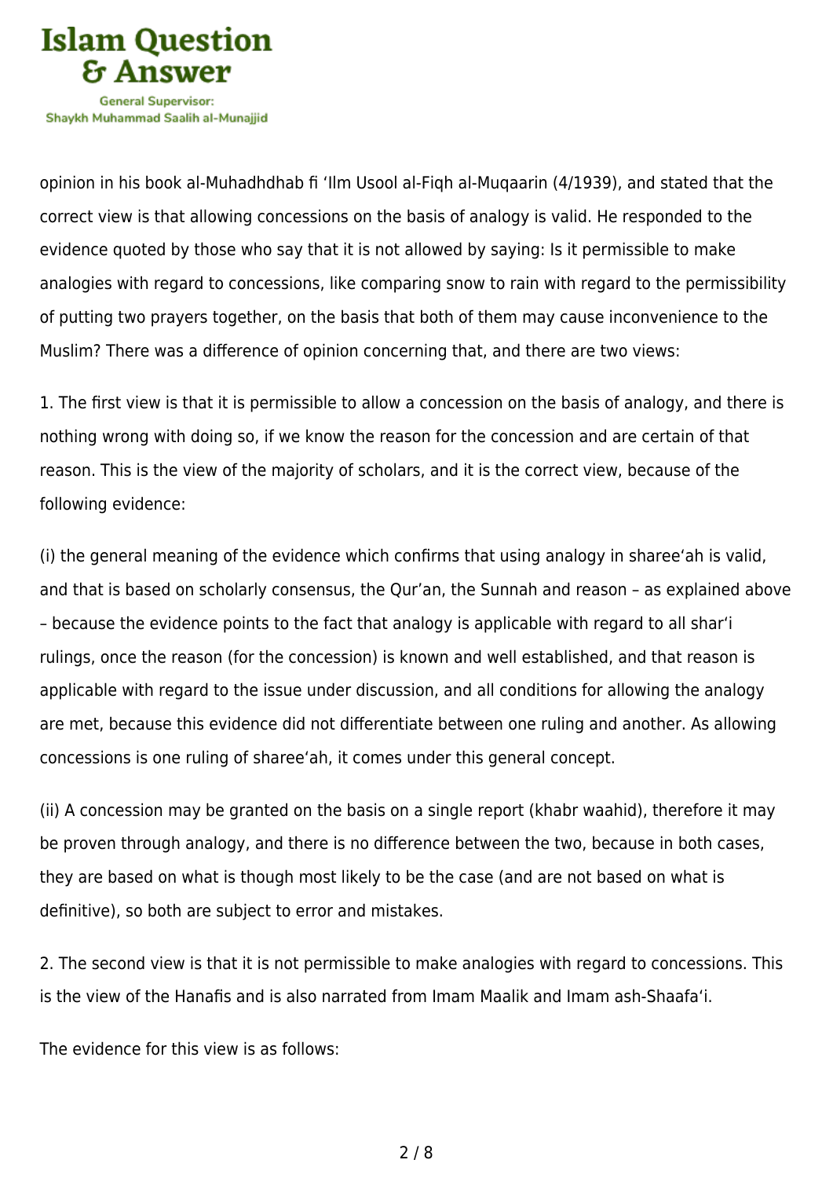opinion in his book al-Muhadhdhab fi ‘Ilm Usool al-Fiqh al-Muqaarin (4/1939), and stated that the correct view is that allowing concessions on the basis of analogy is valid. He responded to the evidence quoted by those who say that it is not allowed by saying: Is it permissible to make analogies with regard to concessions, like comparing snow to rain with regard to the permissibility of putting two prayers together, on the basis that both of them may cause inconvenience to the Muslim? There was a difference of opinion concerning that, and there are two views:

1. The first view is that it is permissible to allow a concession on the basis of analogy, and there is nothing wrong with doing so, if we know the reason for the concession and are certain of that reason. This is the view of the majority of scholars, and it is the correct view, because of the following evidence:

(i) the general meaning of the evidence which confirms that using analogy in sharee‘ah is valid, and that is based on scholarly consensus, the Qur’an, the Sunnah and reason – as explained above – because the evidence points to the fact that analogy is applicable with regard to all shar‘i rulings, once the reason (for the concession) is known and well established, and that reason is applicable with regard to the issue under discussion, and all conditions for allowing the analogy are met, because this evidence did not differentiate between one ruling and another. As allowing concessions is one ruling of sharee‘ah, it comes under this general concept.

(ii) A concession may be granted on the basis on a single report (khabr waahid), therefore it may be proven through analogy, and there is no difference between the two, because in both cases, they are based on what is though most likely to be the case (and are not based on what is definitive), so both are subject to error and mistakes.

2. The second view is that it is not permissible to make analogies with regard to concessions. This is the view of the Hanafis and is also narrated from Imam Maalik and Imam ash-Shaafa‘i.

The evidence for this view is as follows: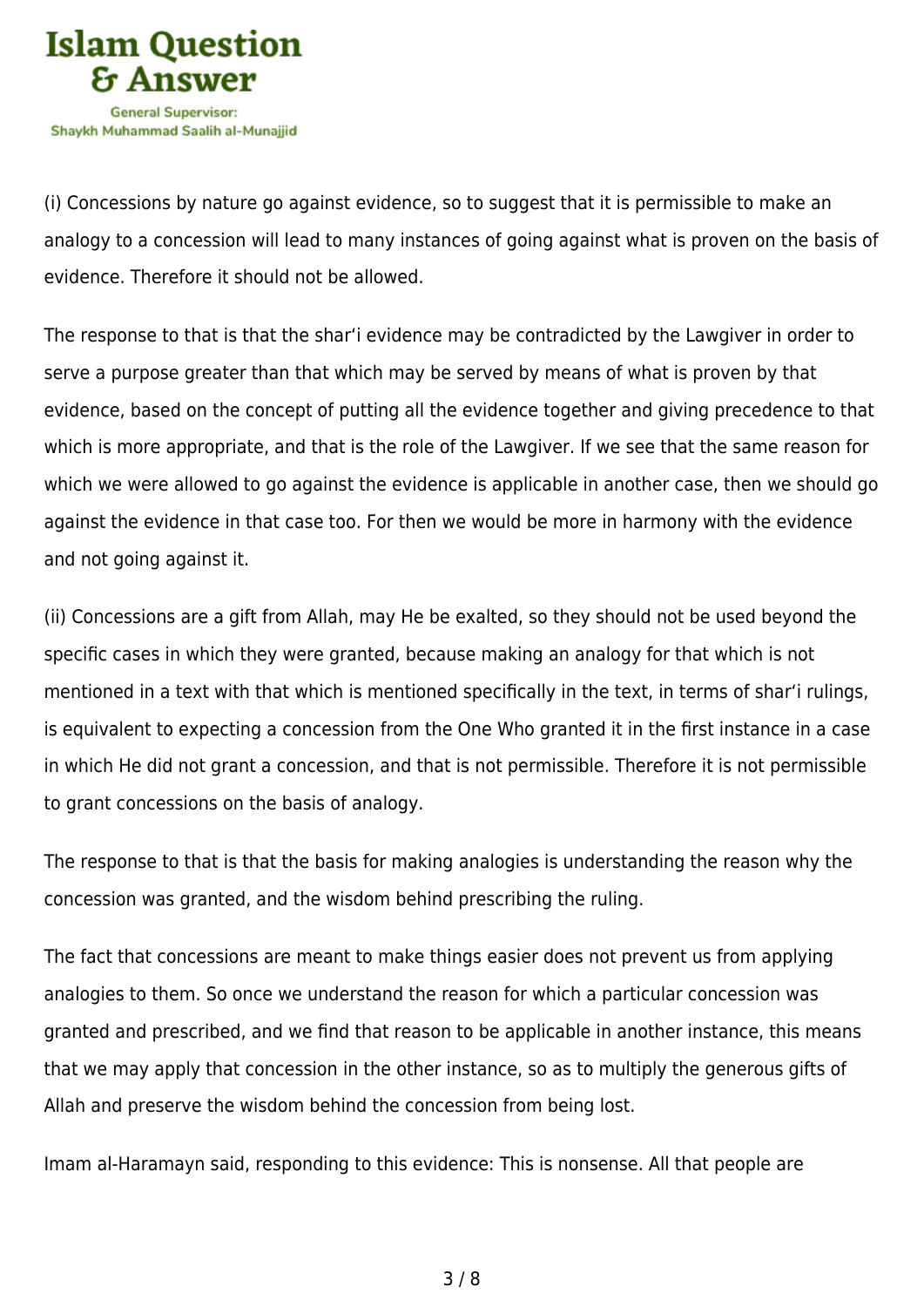(i) Concessions by nature go against evidence, so to suggest that it is permissible to make an analogy to a concession will lead to many instances of going against what is proven on the basis of evidence. Therefore it should not be allowed.

The response to that is that the shar'i evidence may be contradicted by the Lawgiver in order to serve a purpose greater than that which may be served by means of what is proven by that evidence, based on the concept of putting all the evidence together and giving precedence to that which is more appropriate, and that is the role of the Lawgiver. If we see that the same reason for which we were allowed to go against the evidence is applicable in another case, then we should go against the evidence in that case too. For then we would be more in harmony with the evidence and not going against it.

(ii) Concessions are a gift from Allah, may He be exalted, so they should not be used beyond the specific cases in which they were granted, because making an analogy for that which is not mentioned in a text with that which is mentioned specifically in the text, in terms of shar'i rulings, is equivalent to expecting a concession from the One Who granted it in the first instance in a case in which He did not grant a concession, and that is not permissible. Therefore it is not permissible to grant concessions on the basis of analogy.

The response to that is that the basis for making analogies is understanding the reason why the concession was granted, and the wisdom behind prescribing the ruling.

The fact that concessions are meant to make things easier does not prevent us from applying analogies to them. So once we understand the reason for which a particular concession was granted and prescribed, and we find that reason to be applicable in another instance, this means that we may apply that concession in the other instance, so as to multiply the generous gifts of Allah and preserve the wisdom behind the concession from being lost.

Imam al-Haramayn said, responding to this evidence: This is nonsense. All that people are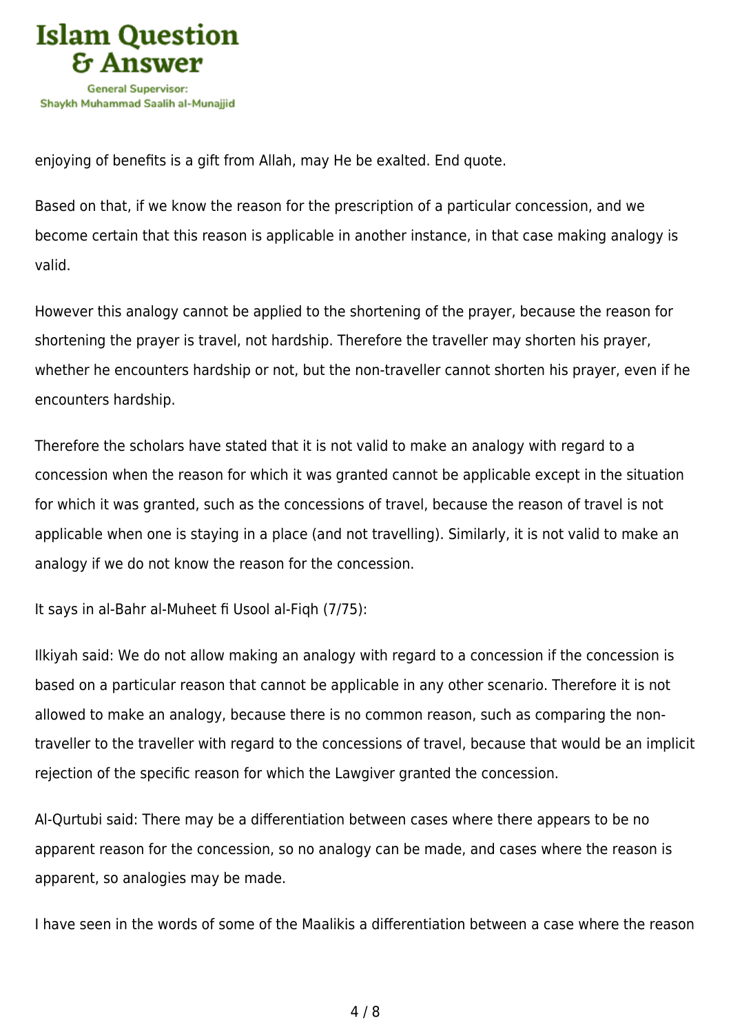enjoying of benefits is a gift from Allah, may He be exalted. End quote.

Based on that, if we know the reason for the prescription of a particular concession, and we become certain that this reason is applicable in another instance, in that case making analogy is valid.

However this analogy cannot be applied to the shortening of the prayer, because the reason for shortening the prayer is travel, not hardship. Therefore the traveller may shorten his prayer, whether he encounters hardship or not, but the non-traveller cannot shorten his prayer, even if he encounters hardship.

Therefore the scholars have stated that it is not valid to make an analogy with regard to a concession when the reason for which it was granted cannot be applicable except in the situation for which it was granted, such as the concessions of travel, because the reason of travel is not applicable when one is staying in a place (and not travelling). Similarly, it is not valid to make an analogy if we do not know the reason for the concession.

It says in al-Bahr al-Muheet fi Usool al-Fiqh (7/75):

Ilkiyah said: We do not allow making an analogy with regard to a concession if the concession is based on a particular reason that cannot be applicable in any other scenario. Therefore it is not allowed to make an analogy, because there is no common reason, such as comparing the non-traveller to the traveller with regard to the concessions of travel, because that would be an implicit rejection of the specific reason for which the Lawgiver granted the concession.

Al-Qurtubi said: There may be a differentiation between cases where there appears to be no apparent reason for the concession, so no analogy can be made, and cases where the reason is apparent, so analogies may be made.

I have seen in the words of some of the Maalikis a differentiation between a case where the reason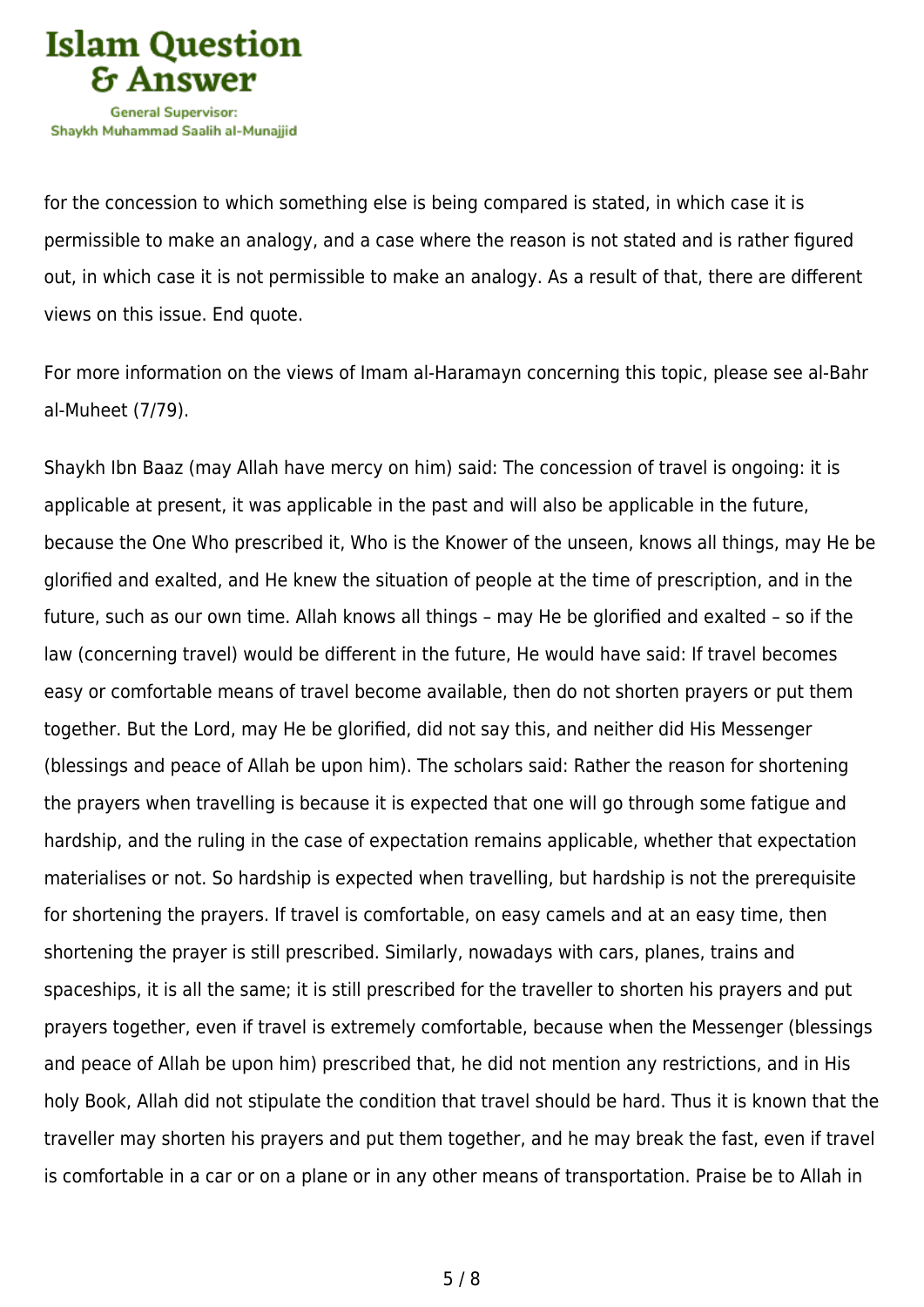for the concession to which something else is being compared is stated, in which case it is permissible to make an analogy, and a case where the reason is not stated and is rather figured out, in which case it is not permissible to make an analogy. As a result of that, there are different views on this issue. End quote.

For more information on the views of Imam al-Haramayn concerning this topic, please see al-Bahr al-Muheet (7/79).

Shaykh Ibn Baaz (may Allah have mercy on him) said: The concession of travel is ongoing: it is applicable at present, it was applicable in the past and will also be applicable in the future, because the One Who prescribed it, Who is the Knower of the unseen, knows all things, may He be glorified and exalted, and He knew the situation of people at the time of prescription, and in the future, such as our own time. Allah knows all things – may He be glorified and exalted – so if the law (concerning travel) would be different in the future, He would have said: If travel becomes easy or comfortable means of travel become available, then do not shorten prayers or put them together. But the Lord, may He be glorified, did not say this, and neither did His Messenger (blessings and peace of Allah be upon him). The scholars said: Rather the reason for shortening the prayers when travelling is because it is expected that one will go through some fatigue and hardship, and the ruling in the case of expectation remains applicable, whether that expectation materialises or not. So hardship is expected when travelling, but hardship is not the prerequisite for shortening the prayers. If travel is comfortable, on easy camels and at an easy time, then shortening the prayer is still prescribed. Similarly, nowadays with cars, planes, trains and spaceships, it is all the same; it is still prescribed for the traveller to shorten his prayers and put prayers together, even if travel is extremely comfortable, because when the Messenger (blessings and peace of Allah be upon him) prescribed that, he did not mention any restrictions, and in His holy Book, Allah did not stipulate the condition that travel should be hard. Thus it is known that the traveller may shorten his prayers and put them together, and he may break the fast, even if travel is comfortable in a car or on a plane or in any other means of transportation. Praise be to Allah in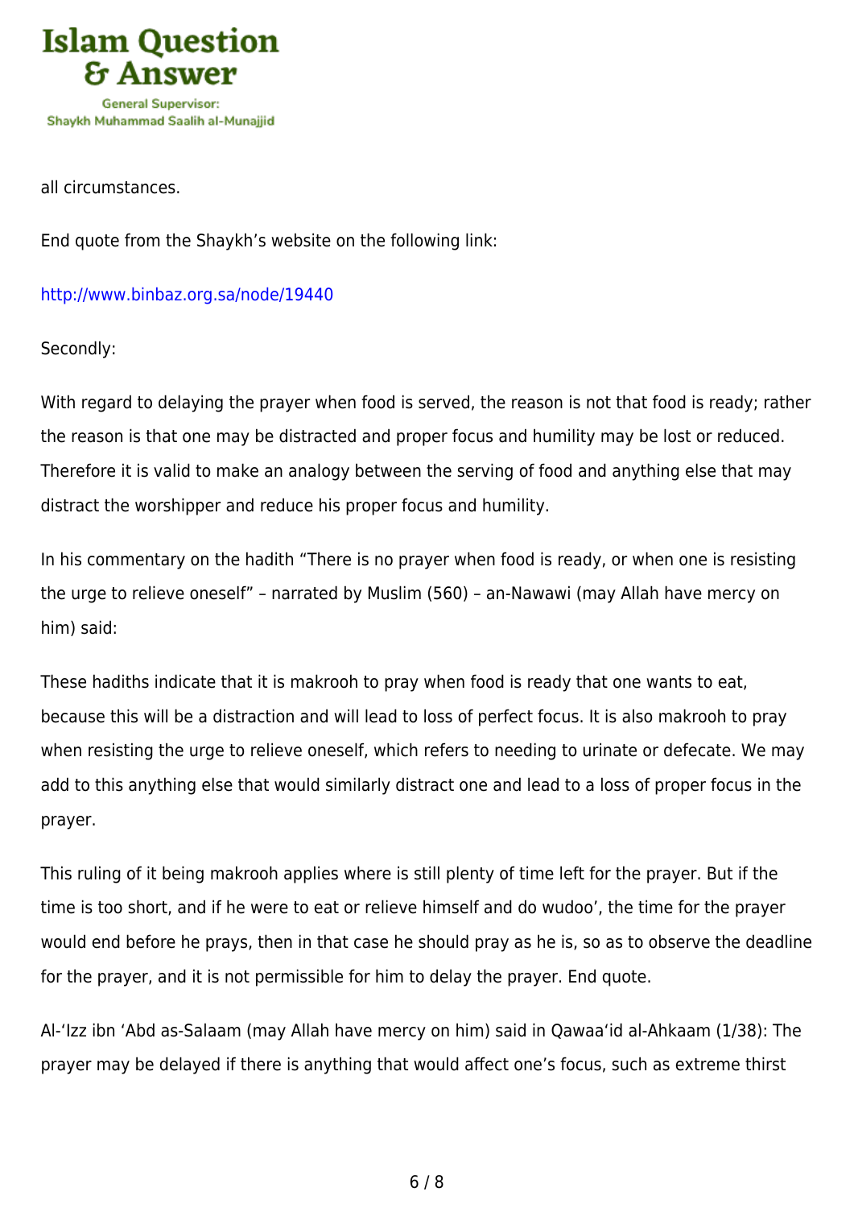all circumstances.

End quote from the Shaykh’s website on the following link:

http://www.binbaz.org.sa/node/19440

Secondly:

With regard to delaying the prayer when food is served, the reason is not that food is ready; rather the reason is that one may be distracted and proper focus and humility may be lost or reduced. Therefore it is valid to make an analogy between the serving of food and anything else that may distract the worshipper and reduce his proper focus and humility.

In his commentary on the hadith “There is no prayer when food is ready, or when one is resisting the urge to relieve oneself” – narrated by Muslim (560) – an-Nawawi (may Allah have mercy on him) said:

These hadiths indicate that it is makrooh to pray when food is ready that one wants to eat, because this will be a distraction and will lead to loss of perfect focus. It is also makrooh to pray when resisting the urge to relieve oneself, which refers to needing to urinate or defecate. We may add to this anything else that would similarly distract one and lead to a loss of proper focus in the prayer.

This ruling of it being makrooh applies where is still plenty of time left for the prayer. But if the time is too short, and if he were to eat or relieve himself and do wudoo’, the time for the prayer would end before he prays, then in that case he should pray as he is, so as to observe the deadline for the prayer, and it is not permissible for him to delay the prayer. End quote.

Al-‘Izz ibn ‘Abd as-Salaam (may Allah have mercy on him) said in Qawaa‘id al-Ahkaam (1/38): The prayer may be delayed if there is anything that would affect one’s focus, such as extreme thirst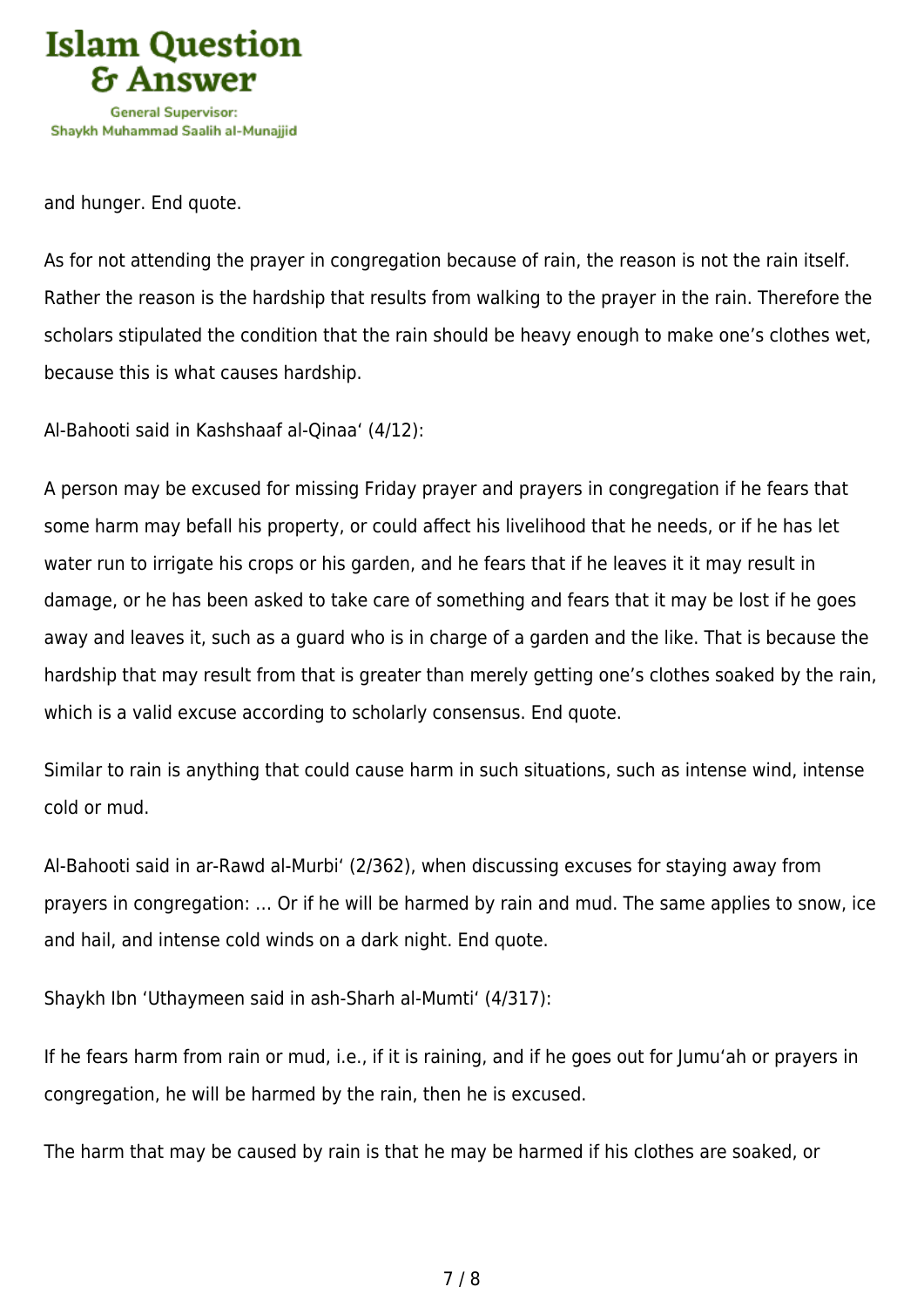and hunger. End quote.

As for not attending the prayer in congregation because of rain, the reason is not the rain itself. Rather the reason is the hardship that results from walking to the prayer in the rain. Therefore the scholars stipulated the condition that the rain should be heavy enough to make one's clothes wet, because this is what causes hardship.

Al-Bahooti said in Kashshaaf al-Qinaa' (4/12):

A person may be excused for missing Friday prayer and prayers in congregation if he fears that some harm may befall his property, or could affect his livelihood that he needs, or if he has let water run to irrigate his crops or his garden, and he fears that if he leaves it it may result in damage, or he has been asked to take care of something and fears that it may be lost if he goes away and leaves it, such as a guard who is in charge of a garden and the like. That is because the hardship that may result from that is greater than merely getting one's clothes soaked by the rain, which is a valid excuse according to scholarly consensus. End quote.

Similar to rain is anything that could cause harm in such situations, such as intense wind, intense cold or mud.

Al-Bahooti said in ar-Rawd al-Murbi' (2/362), when discussing excuses for staying away from prayers in congregation: … Or if he will be harmed by rain and mud. The same applies to snow, ice and hail, and intense cold winds on a dark night. End quote.

Shaykh Ibn 'Uthaymeen said in ash-Sharh al-Mumti' (4/317):

If he fears harm from rain or mud, i.e., if it is raining, and if he goes out for Jumu'ah or prayers in congregation, he will be harmed by the rain, then he is excused.

The harm that may be caused by rain is that he may be harmed if his clothes are soaked, or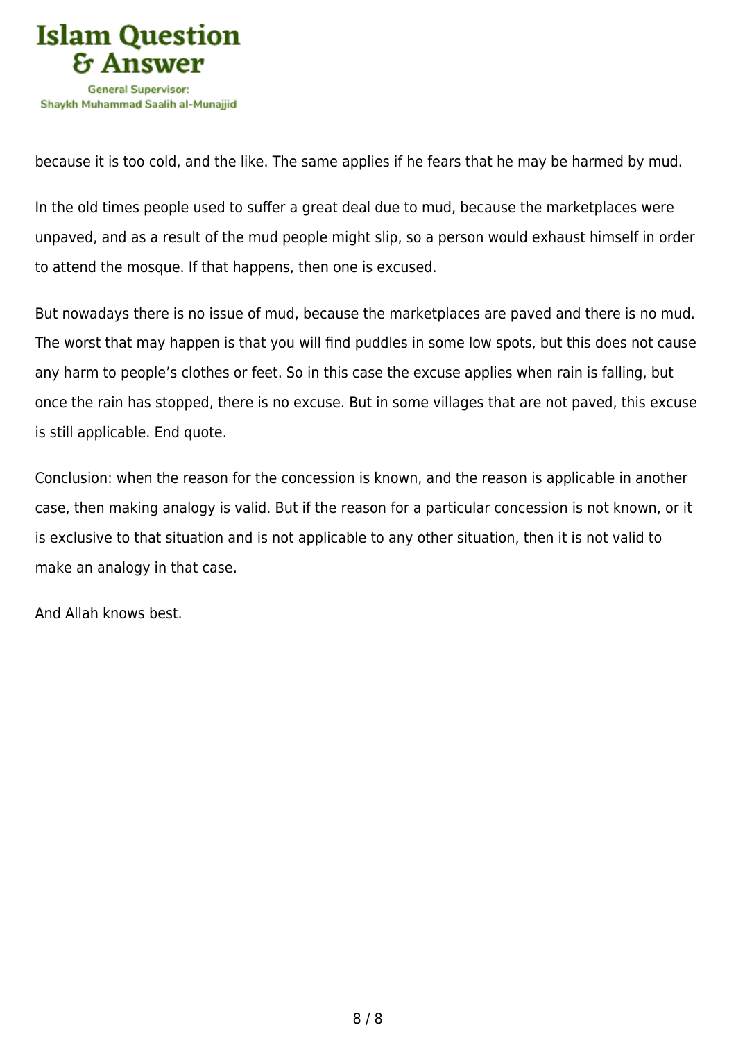because it is too cold, and the like. The same applies if he fears that he may be harmed by mud.

In the old times people used to suffer a great deal due to mud, because the marketplaces were unpaved, and as a result of the mud people might slip, so a person would exhaust himself in order to attend the mosque. If that happens, then one is excused.

But nowadays there is no issue of mud, because the marketplaces are paved and there is no mud. The worst that may happen is that you will find puddles in some low spots, but this does not cause any harm to people's clothes or feet. So in this case the excuse applies when rain is falling, but once the rain has stopped, there is no excuse. But in some villages that are not paved, this excuse is still applicable. End quote.

Conclusion: when the reason for the concession is known, and the reason is applicable in another case, then making analogy is valid. But if the reason for a particular concession is not known, or it is exclusive to that situation and is not applicable to any other situation, then it is not valid to make an analogy in that case.

And Allah knows best.